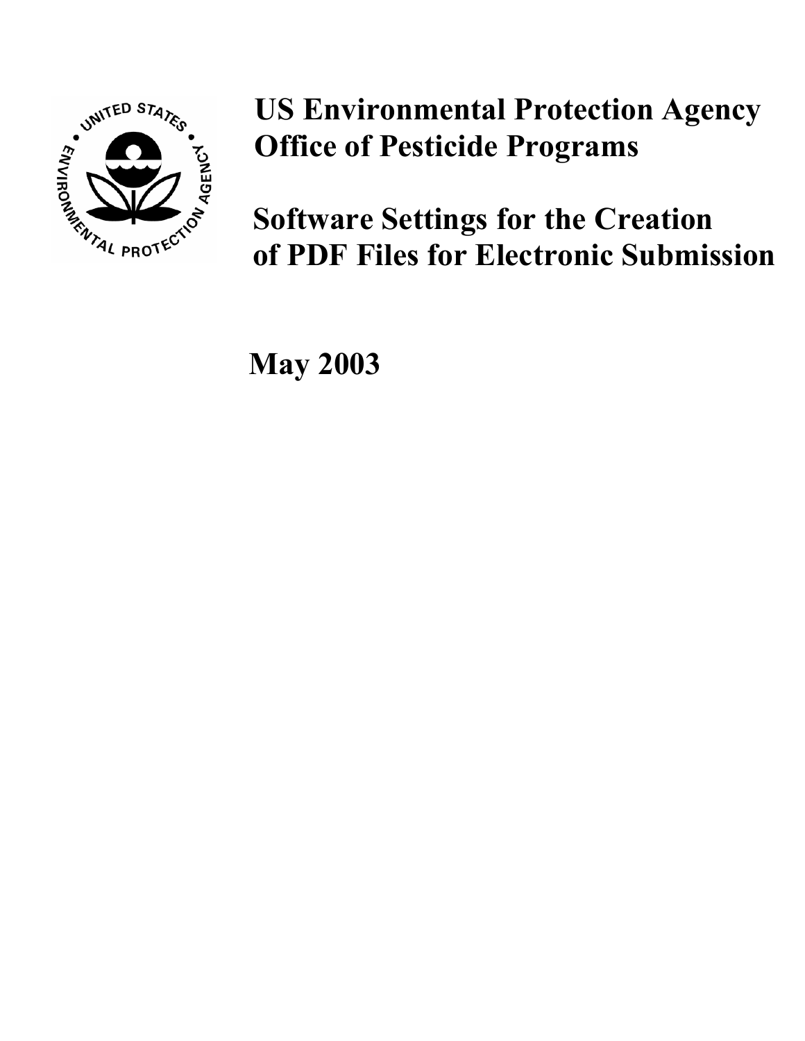# US Environmental Protection Agency
# Office of Pesticide Programs

## Software Settings for the Creation of PDF Files for Electronic Submission

**May 2003**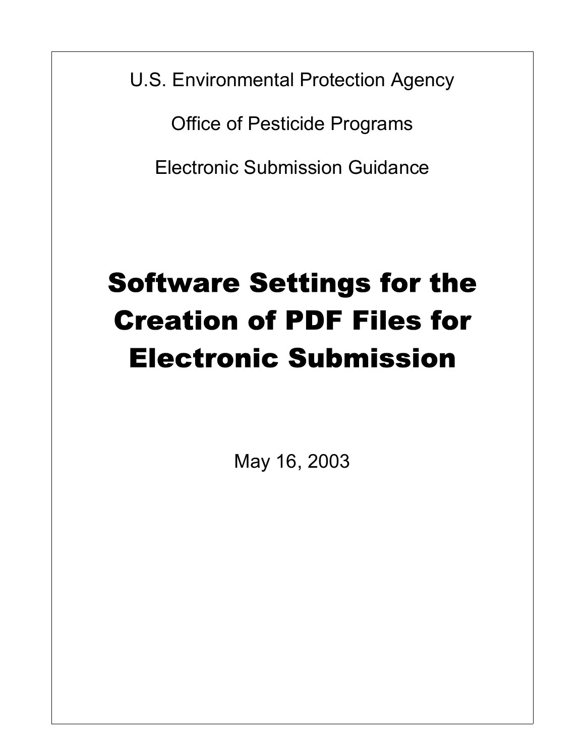U.S. Environmental Protection Agency

Office of Pesticide Programs

Electronic Submission Guidance

# Software Settings for the Creation of PDF Files for Electronic Submission

May 16, 2003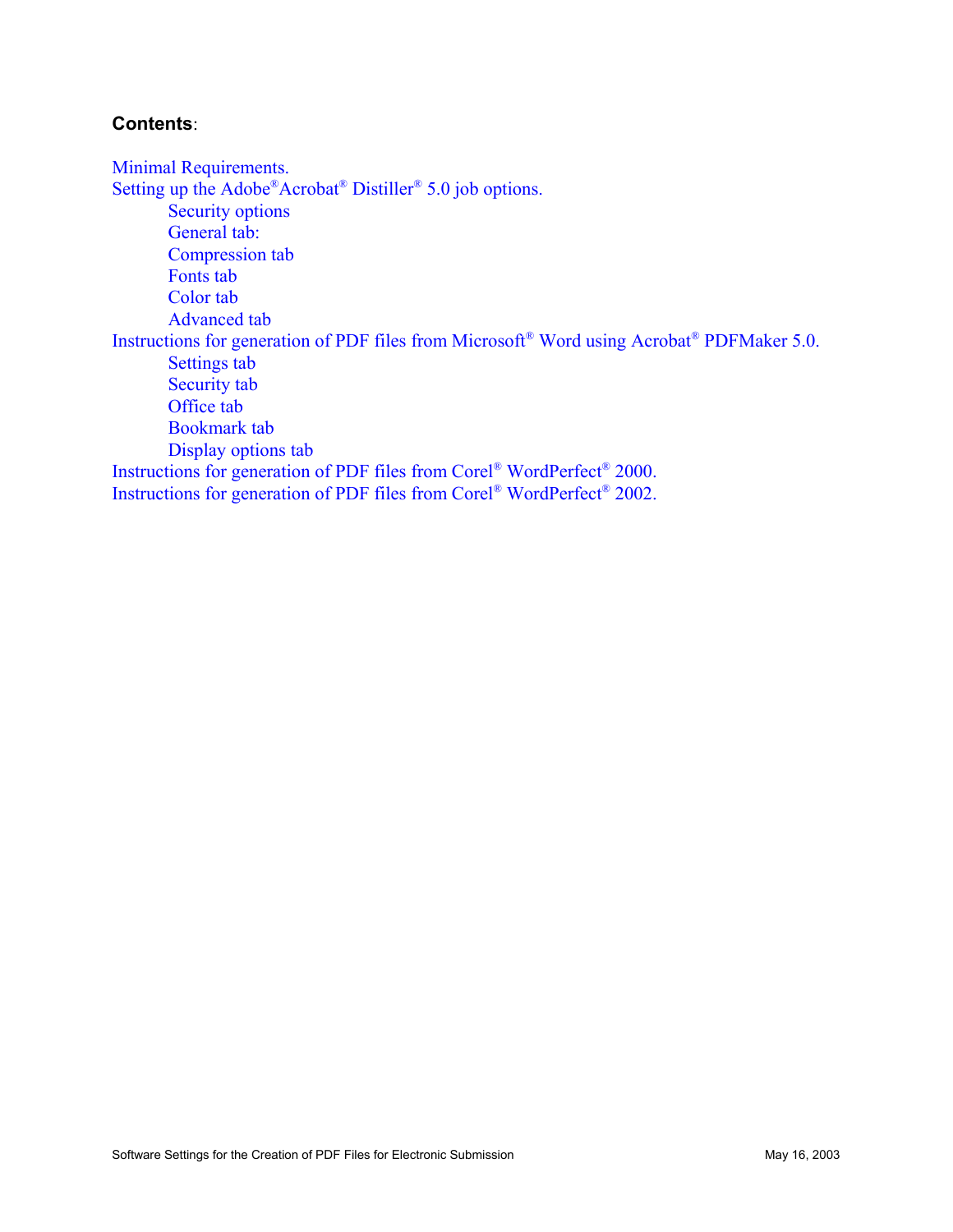**Contents**:

- Minimal Requirements.
- Setting up the Adobe® Acrobat® Distiller® 5.0 job options.
  - Security options
  - General tab:
  - Compression tab
  - Fonts tab
  - Color tab
  - Advanced tab
- Instructions for generation of PDF files from Microsoft® Word using Acrobat® PDFMaker 5.0.
  - Settings tab
  - Security tab
  - Office tab
  - Bookmark tab
  - Display options tab
- Instructions for generation of PDF files from Corel® WordPerfect® 2000.
- Instructions for generation of PDF files from Corel® WordPerfect® 2002.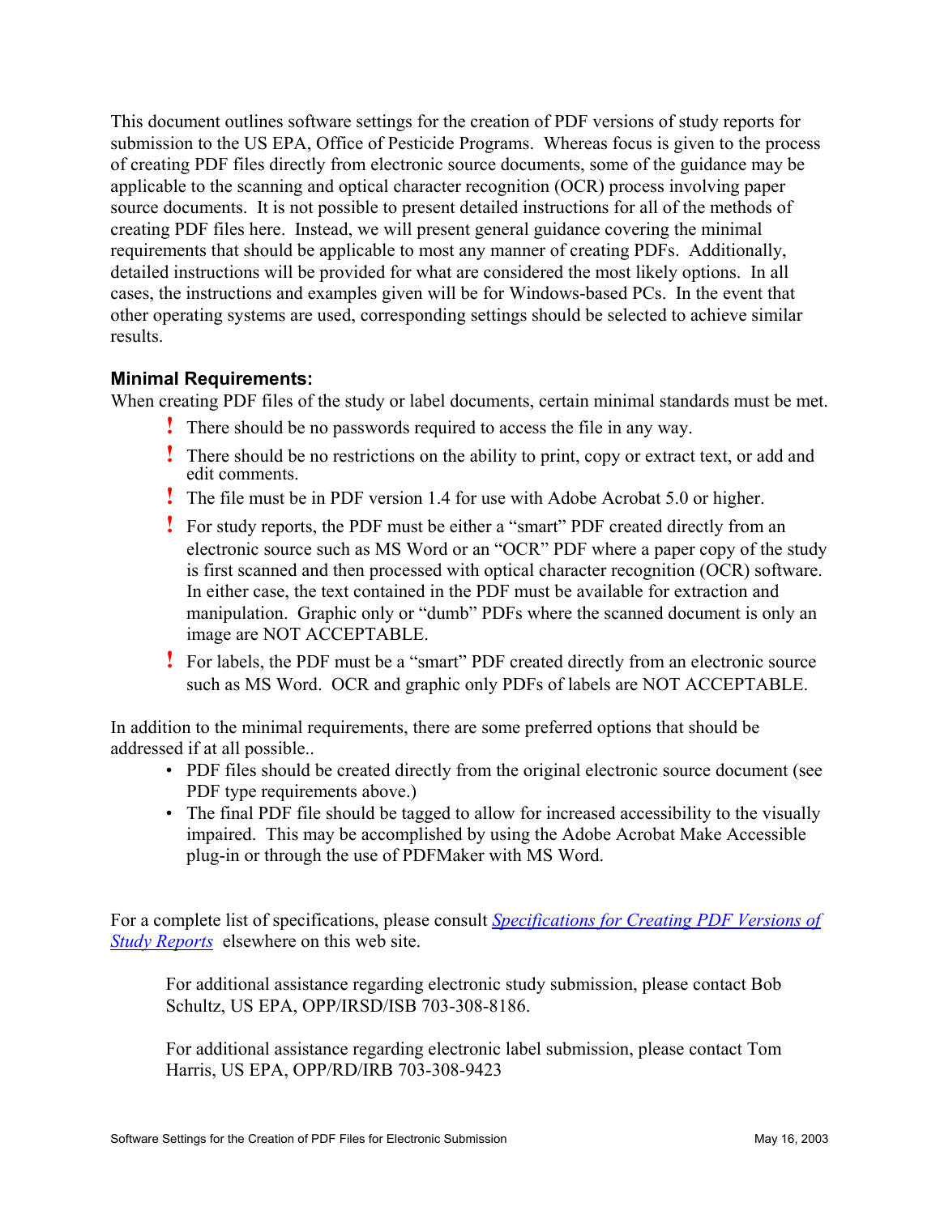This document outlines software settings for the creation of PDF versions of study reports for submission to the US EPA, Office of Pesticide Programs. Whereas focus is given to the process of creating PDF files directly from electronic source documents, some of the guidance may be applicable to the scanning and optical character recognition (OCR) process involving paper source documents. It is not possible to present detailed instructions for all of the methods of creating PDF files here. Instead, we will present general guidance covering the minimal requirements that should be applicable to most any manner of creating PDFs. Additionally, detailed instructions will be provided for what are considered the most likely options. In all cases, the instructions and examples given will be for Windows-based PCs. In the event that other operating systems are used, corresponding settings should be selected to achieve similar results.

### Minimal Requirements:

When creating PDF files of the study or label documents, certain minimal standards must be met.

- There should be no passwords required to access the file in any way.
- There should be no restrictions on the ability to print, copy or extract text, or add and edit comments.
- The file must be in PDF version 1.4 for use with Adobe Acrobat 5.0 or higher.
- For study reports, the PDF must be either a "smart" PDF created directly from an electronic source such as MS Word or an "OCR" PDF where a paper copy of the study is first scanned and then processed with optical character recognition (OCR) software. In either case, the text contained in the PDF must be available for extraction and manipulation. Graphic only or "dumb" PDFs where the scanned document is only an image are NOT ACCEPTABLE.
- For labels, the PDF must be a "smart" PDF created directly from an electronic source such as MS Word. OCR and graphic only PDFs of labels are NOT ACCEPTABLE.

In addition to the minimal requirements, there are some preferred options that should be addressed if at all possible..

- PDF files should be created directly from the original electronic source document (see PDF type requirements above.)
- The final PDF file should be tagged to allow for increased accessibility to the visually impaired. This may be accomplished by using the Adobe Acrobat Make Accessible plug-in or through the use of PDFMaker with MS Word.

For a complete list of specifications, please consult *Specifications for Creating PDF Versions of Study Reports* elsewhere on this web site.

For additional assistance regarding electronic study submission, please contact Bob Schultz, US EPA, OPP/IRSD/ISB 703-308-8186.

For additional assistance regarding electronic label submission, please contact Tom Harris, US EPA, OPP/RD/IRB 703-308-9423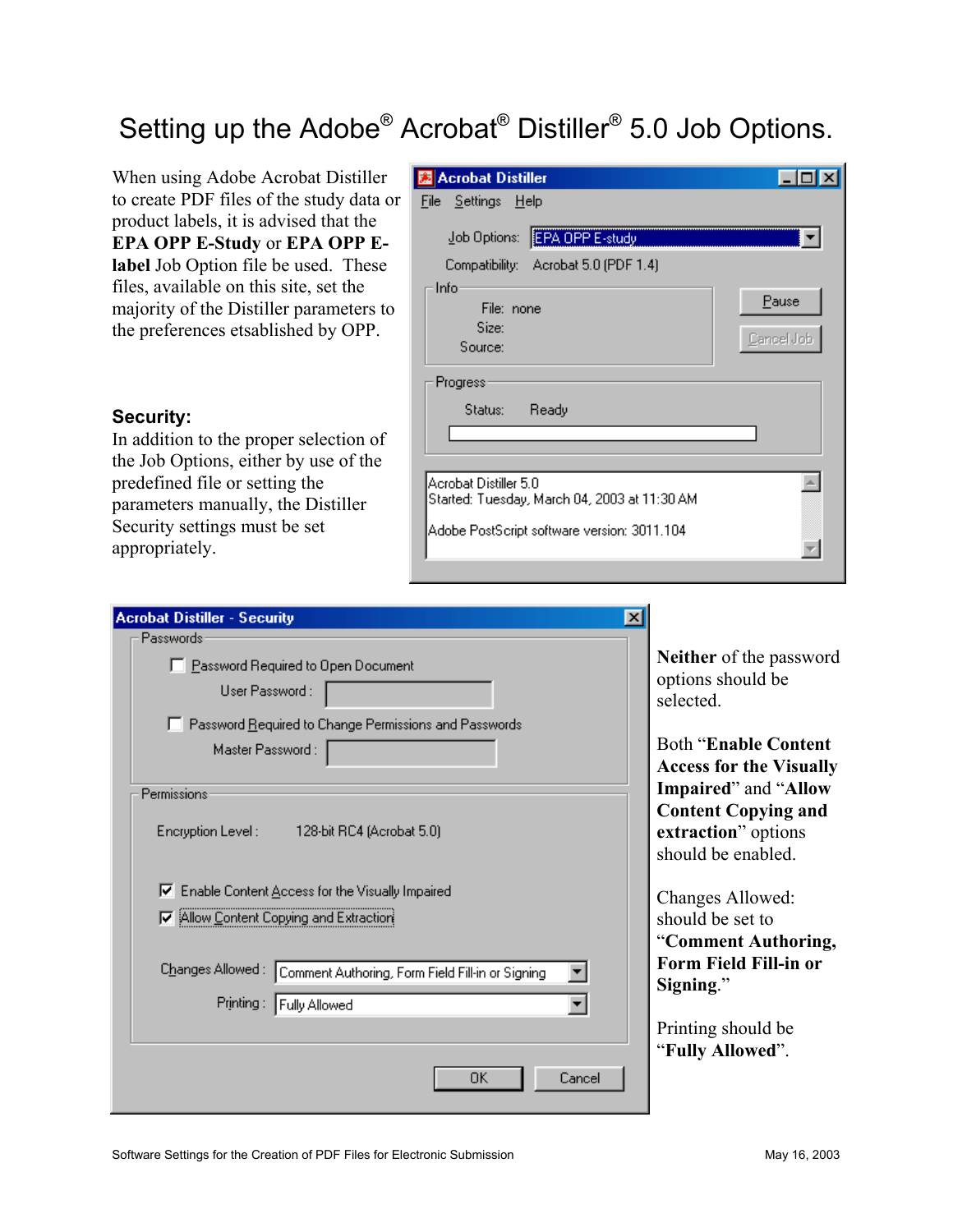# Setting up the Adobe® Acrobat® Distiller® 5.0 Job Options.

When using Adobe Acrobat Distiller to create PDF files of the study data or product labels, it is advised that the **EPA OPP E-Study** or **EPA OPP E-label** Job Option file be used. These files, available on this site, set the majority of the Distiller parameters to the preferences etsablished by OPP.

Acrobat Distiller

File Settings Help

Job Options: EPA OPP E-study

Compatibility: Acrobat 5.0 (PDF 1.4)

Info

File: none

Size:

Source:

Pause

Cancel Job

Progress

Status: Ready

Acrobat Distiller 5.0
Started: Tuesday, March 04, 2003 at 11:30 AM

Adobe PostScript software version: 3011.104

### Security:

In addition to the proper selection of the Job Options, either by use of the predefined file or setting the parameters manually, the Distiller Security settings must be set appropriately.

Acrobat Distiller - Security

Passwords

☐ Password Required to Open Document

User Password :

☐ Password Required to Change Permissions and Passwords

Master Password :

Permissions

Encryption Level : 128-bit RC4 (Acrobat 5.0)

☑ Enable Content Access for the Visually Impaired

☑ Allow Content Copying and Extraction

Changes Allowed : Comment Authoring, Form Field Fill-in or Signing

Printing : Fully Allowed

OK Cancel

**Neither** of the password options should be selected.

Both "**Enable Content Access for the Visually Impaired**" and "**Allow Content Copying and extraction**" options should be enabled.

Changes Allowed: should be set to "**Comment Authoring, Form Field Fill-in or Signing**."

Printing should be "**Fully Allowed**".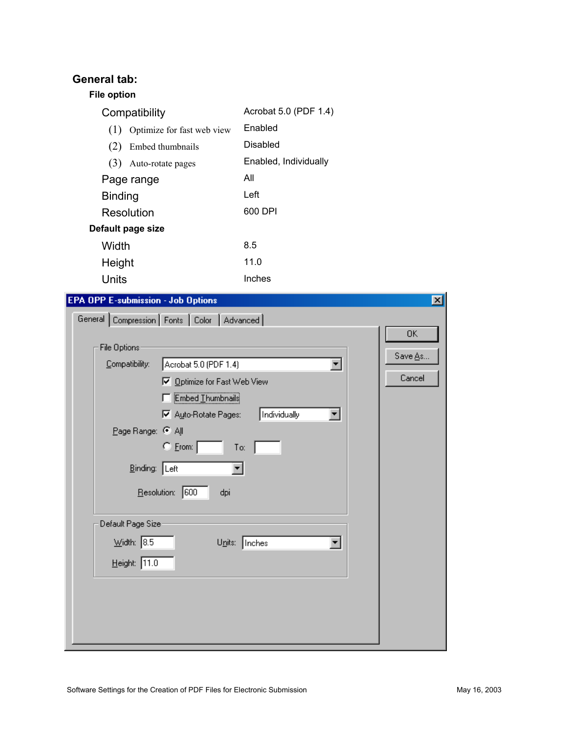## General tab:

### File option

| | |
|---|---|
| Compatibility | Acrobat 5.0 (PDF 1.4) |
| (1) Optimize for fast web view | Enabled |
| (2) Embed thumbnails | Disabled |
| (3) Auto-rotate pages | Enabled, Individually |
| Page range | All |
| Binding | Left |
| Resolution | 600 DPI |

### Default page size

| | |
|---|---|
| Width | 8.5 |
| Height | 11.0 |
| Units | Inches |

EPA OPP E-submission - Job Options

General | Compression | Fonts | Color | Advanced

File Options

- Compatibility: Acrobat 5.0 (PDF 1.4)
- [x] Optimize for Fast Web View
- [ ] Embed Thumbnails
- [x] Auto-Rotate Pages: Individually
- Page Range: (•) All ( ) From: To:
- Binding: Left
- Resolution: 600 dpi

Default Page Size

- Width: 8.5
- Height: 11.0
- Units: Inches

OK | Save As... | Cancel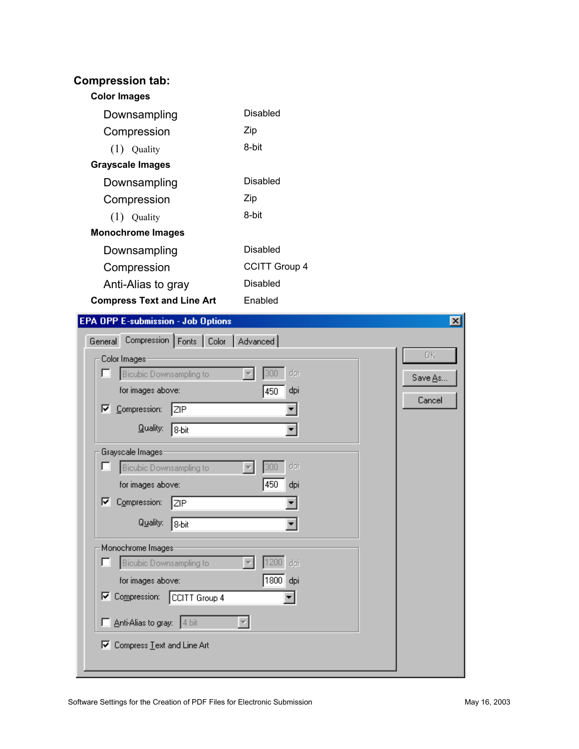## Compression tab:

### Color Images

| | |
|---|---|
| Downsampling | Disabled |
| Compression | Zip |
| (1) Quality | 8-bit |

### Grayscale Images

| | |
|---|---|
| Downsampling | Disabled |
| Compression | Zip |
| (1) Quality | 8-bit |

### Monochrome Images

| | |
|---|---|
| Downsampling | Disabled |
| Compression | CCITT Group 4 |
| Anti-Alias to gray | Disabled |

**Compress Text and Line Art** Enabled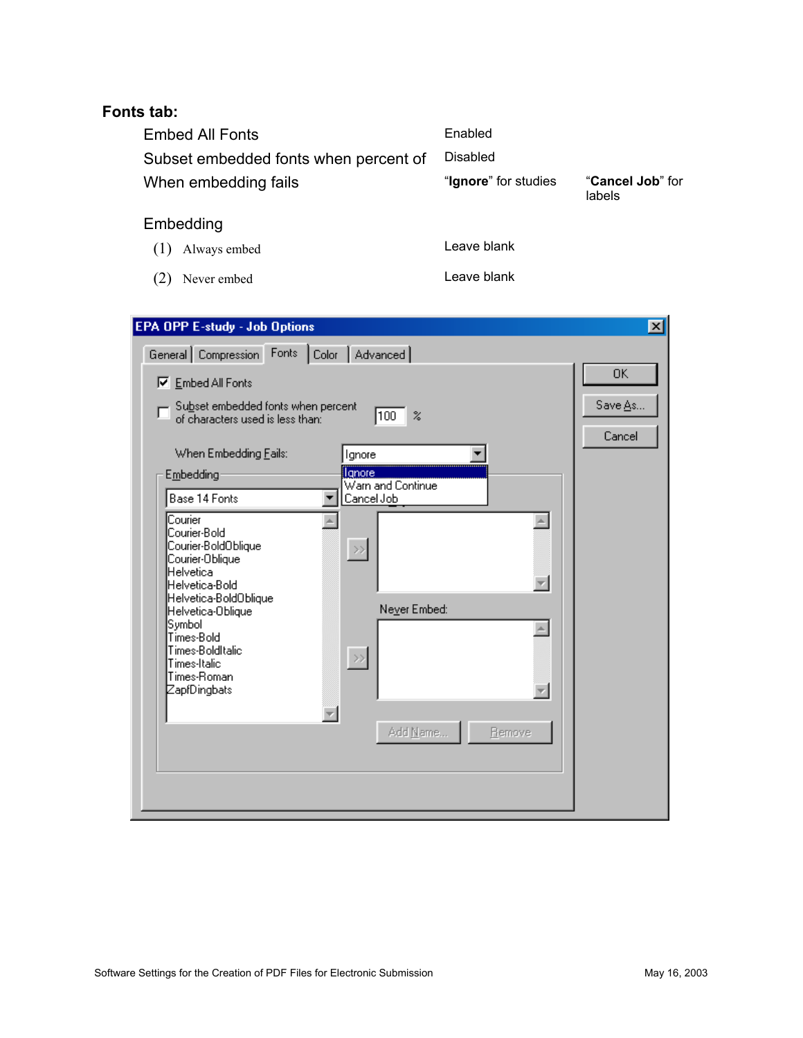**Fonts tab:**

| Setting | Value | |
|---|---|---|
| Embed All Fonts | Enabled | |
| Subset embedded fonts when percent of | Disabled | |
| When embedding fails | "**Ignore**" for studies | "**Cancel Job**" for labels |

Embedding

| Setting | Value |
|---|---|
| (1) Always embed | Leave blank |
| (2) Never embed | Leave blank |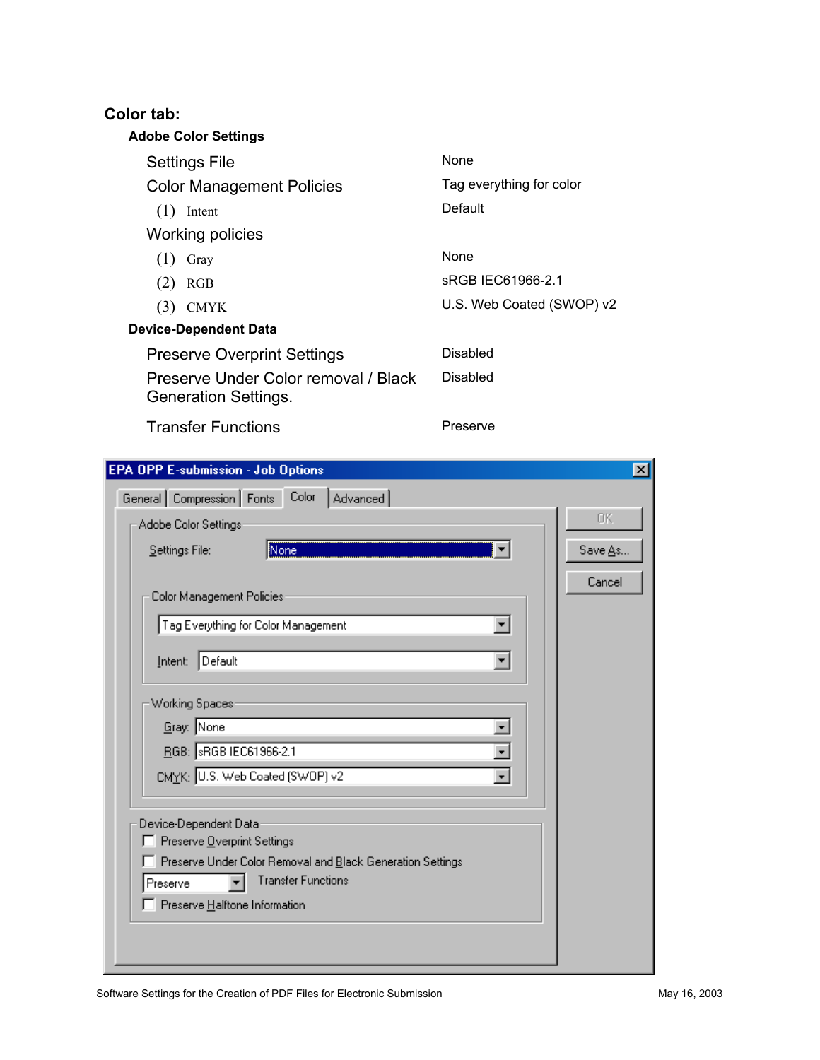## Color tab:

### Adobe Color Settings

| | |
|---|---|
| Settings File | None |
| Color Management Policies | Tag everything for color |
| (1) Intent | Default |
| Working policies | |
| (1) Gray | None |
| (2) RGB | sRGB IEC61966-2.1 |
| (3) CMYK | U.S. Web Coated (SWOP) v2 |

### Device-Dependent Data

| | |
|---|---|
| Preserve Overprint Settings | Disabled |
| Preserve Under Color removal / Black Generation Settings. | Disabled |
| Transfer Functions | Preserve |

EPA OPP E-submission - Job Options

General | Compression | Fonts | Color | Advanced

Adobe Color Settings

Settings File: None

Color Management Policies

Tag Everything for Color Management

Intent: Default

Working Spaces

Gray: None

RGB: sRGB IEC61966-2.1

CMYK: U.S. Web Coated (SWOP) v2

Device-Dependent Data

☐ Preserve Overprint Settings

☐ Preserve Under Color Removal and Black Generation Settings

Preserve Transfer Functions

☐ Preserve Halftone Information

OK | Save As... | Cancel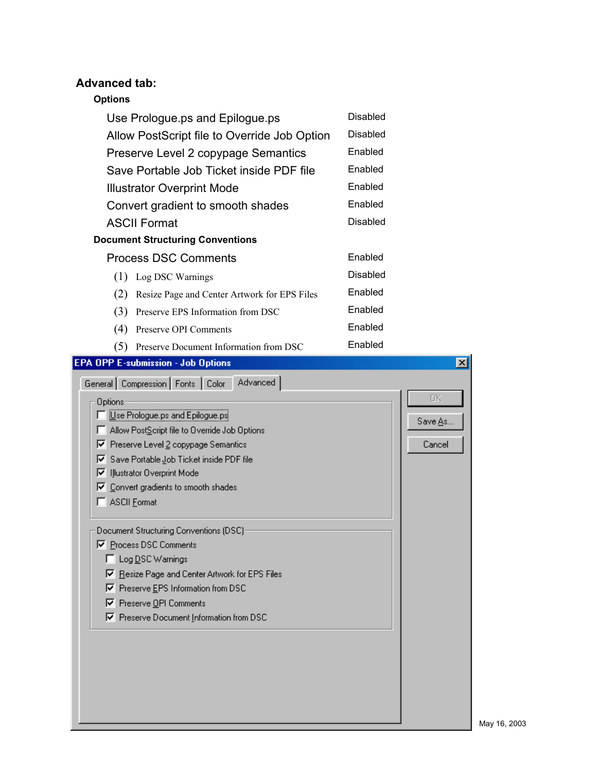## Advanced tab:

### Options

| | |
|---|---|
| Use Prologue.ps and Epilogue.ps | Disabled |
| Allow PostScript file to Override Job Option | Disabled |
| Preserve Level 2 copypage Semantics | Enabled |
| Save Portable Job Ticket inside PDF file | Enabled |
| Illustrator Overprint Mode | Enabled |
| Convert gradient to smooth shades | Enabled |
| ASCII Format | Disabled |

### Document Structuring Conventions

| | |
|---|---|
| Process DSC Comments | Enabled |
| (1) Log DSC Warnings | Disabled |
| (2) Resize Page and Center Artwork for EPS Files | Enabled |
| (3) Preserve EPS Information from DSC | Enabled |
| (4) Preserve OPI Comments | Enabled |
| (5) Preserve Document Information from DSC | Enabled |

EPA OPP E-submission - Job Options

General | Compression | Fonts | Color | Advanced

Options
- [ ] Use Prologue.ps and Epilogue.ps
- [ ] Allow PostScript file to Override Job Options
- [x] Preserve Level 2 copypage Semantics
- [x] Save Portable Job Ticket inside PDF file
- [x] Illustrator Overprint Mode
- [x] Convert gradients to smooth shades
- [ ] ASCII Format

Document Structuring Conventions (DSC)
- [x] Process DSC Comments
  - [ ] Log DSC Warnings
  - [x] Resize Page and Center Artwork for EPS Files
  - [x] Preserve EPS Information from DSC
  - [x] Preserve OPI Comments
  - [x] Preserve Document Information from DSC

OK | Save As... | Cancel

May 16, 2003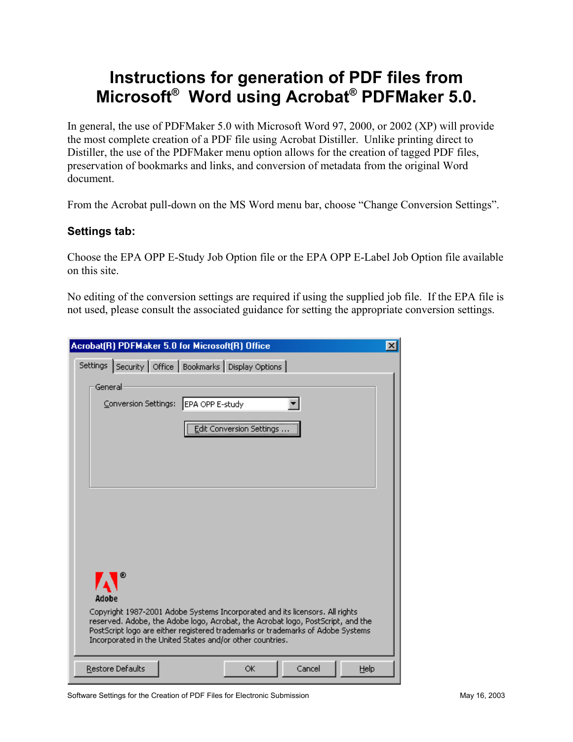# Instructions for generation of PDF files from Microsoft® Word using Acrobat® PDFMaker 5.0.

In general, the use of PDFMaker 5.0 with Microsoft Word 97, 2000, or 2002 (XP) will provide the most complete creation of a PDF file using Acrobat Distiller. Unlike printing direct to Distiller, the use of the PDFMaker menu option allows for the creation of tagged PDF files, preservation of bookmarks and links, and conversion of metadata from the original Word document.

From the Acrobat pull-down on the MS Word menu bar, choose "Change Conversion Settings".

### Settings tab:

Choose the EPA OPP E-Study Job Option file or the EPA OPP E-Label Job Option file available on this site.

No editing of the conversion settings are required if using the supplied job file. If the EPA file is not used, please consult the associated guidance for setting the appropriate conversion settings.

Acrobat(R) PDFMaker 5.0 for Microsoft(R) Office

Settings | Security | Office | Bookmarks | Display Options

General

Conversion Settings: EPA OPP E-study

Edit Conversion Settings ...

Adobe

Copyright 1987-2001 Adobe Systems Incorporated and its licensors. All rights reserved. Adobe, the Adobe logo, Acrobat, the Acrobat logo, PostScript, and the PostScript logo are either registered trademarks or trademarks of Adobe Systems Incorporated in the United States and/or other countries.

Restore Defaults | OK | Cancel | Help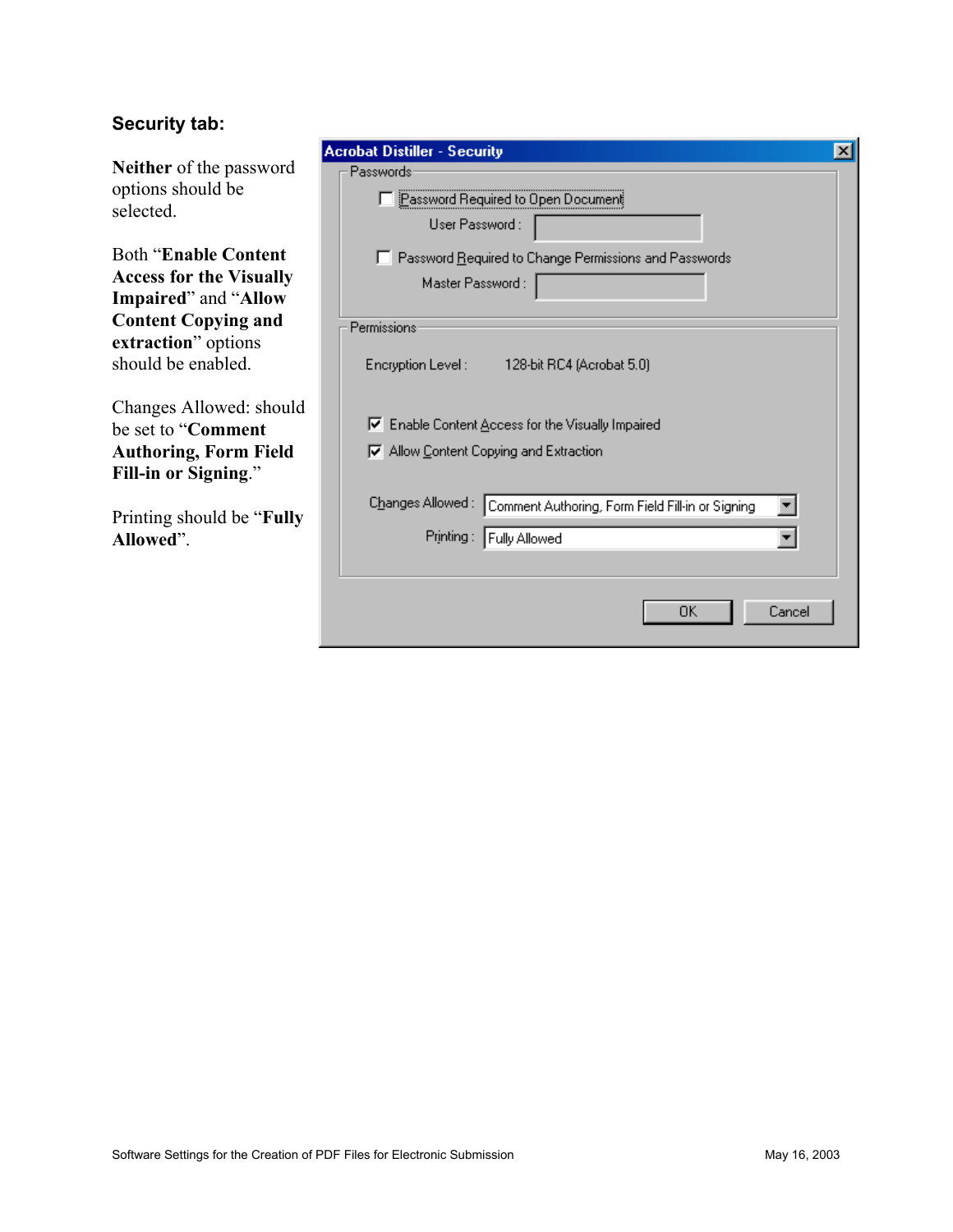### Security tab:

**Neither** of the password options should be selected.

Both “**Enable Content Access for the Visually Impaired**” and “**Allow Content Copying and extraction**” options should be enabled.

Changes Allowed: should be set to “**Comment Authoring, Form Field Fill-in or Signing**.”

Printing should be “**Fully Allowed**”.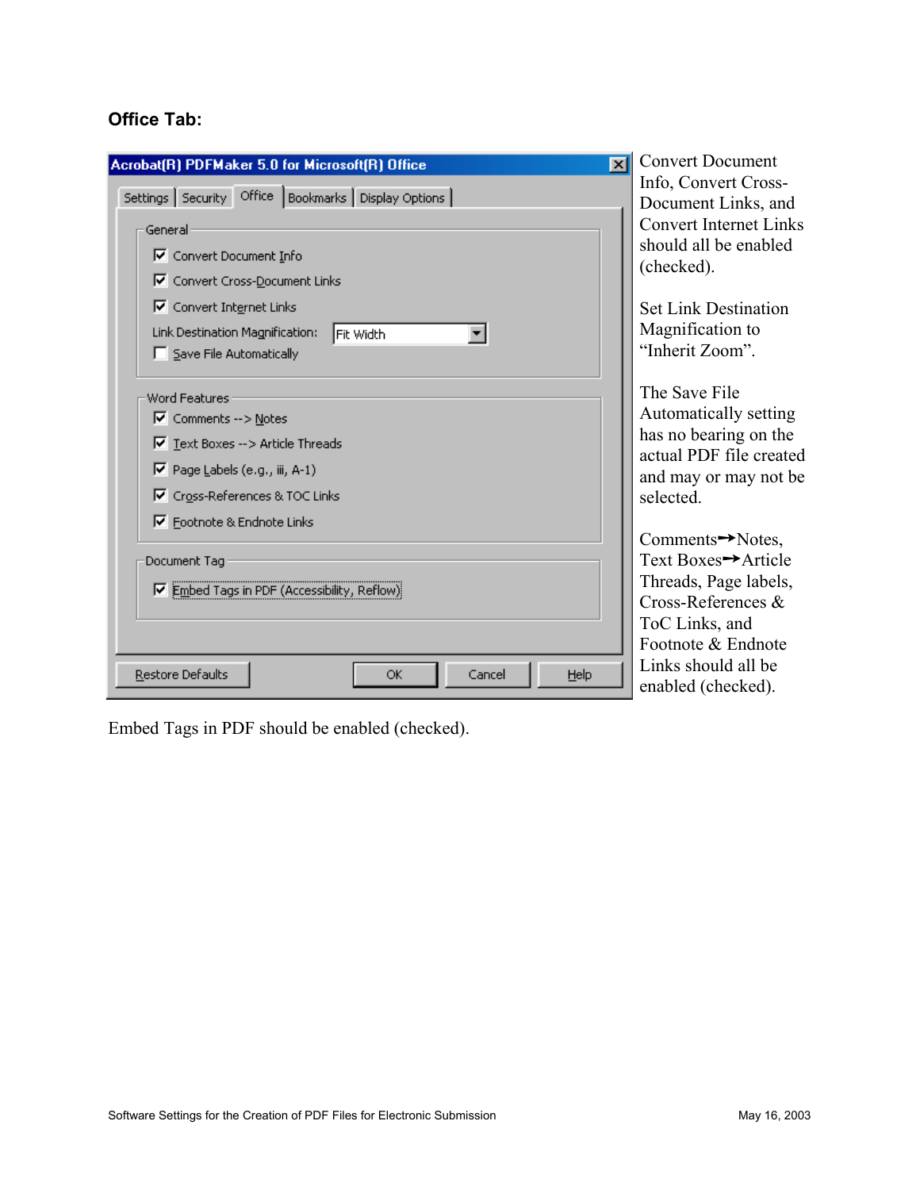**Office Tab:**

Acrobat(R) PDFMaker 5.0 for Microsoft(R) Office

Settings | Security | Office | Bookmarks | Display Options

General

- [x] Convert Document Info
- [x] Convert Cross-Document Links
- [x] Convert Internet Links

Link Destination Magnification: Fit Width

- [ ] Save File Automatically

Word Features

- [x] Comments --> Notes
- [x] Text Boxes --> Article Threads
- [x] Page Labels (e.g., iii, A-1)
- [x] Cross-References & TOC Links
- [x] Footnote & Endnote Links

Document Tag

- [x] Embed Tags in PDF (Accessibility, Reflow)

Restore Defaults | OK | Cancel | Help

Convert Document Info, Convert Cross-Document Links, and Convert Internet Links should all be enabled (checked).

Set Link Destination Magnification to "Inherit Zoom".

The Save File Automatically setting has no bearing on the actual PDF file created and may or may not be selected.

Comments→Notes, Text Boxes→Article Threads, Page labels, Cross-References & ToC Links, and Footnote & Endnote Links should all be enabled (checked).

Embed Tags in PDF should be enabled (checked).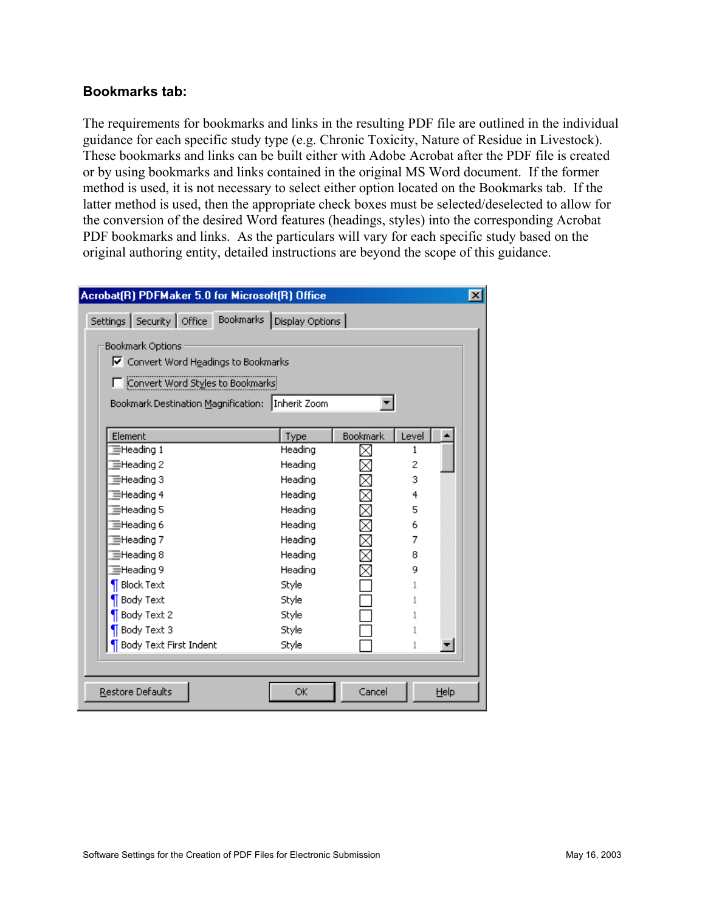### Bookmarks tab:

The requirements for bookmarks and links in the resulting PDF file are outlined in the individual guidance for each specific study type (e.g. Chronic Toxicity, Nature of Residue in Livestock). These bookmarks and links can be built either with Adobe Acrobat after the PDF file is created or by using bookmarks and links contained in the original MS Word document. If the former method is used, it is not necessary to select either option located on the Bookmarks tab. If the latter method is used, then the appropriate check boxes must be selected/deselected to allow for the conversion of the desired Word features (headings, styles) into the corresponding Acrobat PDF bookmarks and links. As the particulars will vary for each specific study based on the original authoring entity, detailed instructions are beyond the scope of this guidance.

**Acrobat(R) PDFMaker 5.0 for Microsoft(R) Office**

Settings | Security | Office | Bookmarks | Display Options

Bookmark Options

- [x] Convert Word Headings to Bookmarks
- [ ] Convert Word Styles to Bookmarks

Bookmark Destination Magnification: Inherit Zoom

| Element | Type | Bookmark | Level |
|---|---|---|---|
| Heading 1 | Heading | ☒ | 1 |
| Heading 2 | Heading | ☒ | 2 |
| Heading 3 | Heading | ☒ | 3 |
| Heading 4 | Heading | ☒ | 4 |
| Heading 5 | Heading | ☒ | 5 |
| Heading 6 | Heading | ☒ | 6 |
| Heading 7 | Heading | ☒ | 7 |
| Heading 8 | Heading | ☒ | 8 |
| Heading 9 | Heading | ☒ | 9 |
| Block Text | Style | ☐ | 1 |
| Body Text | Style | ☐ | 1 |
| Body Text 2 | Style | ☐ | 1 |
| Body Text 3 | Style | ☐ | 1 |
| Body Text First Indent | Style | ☐ | 1 |

Restore Defaults | OK | Cancel | Help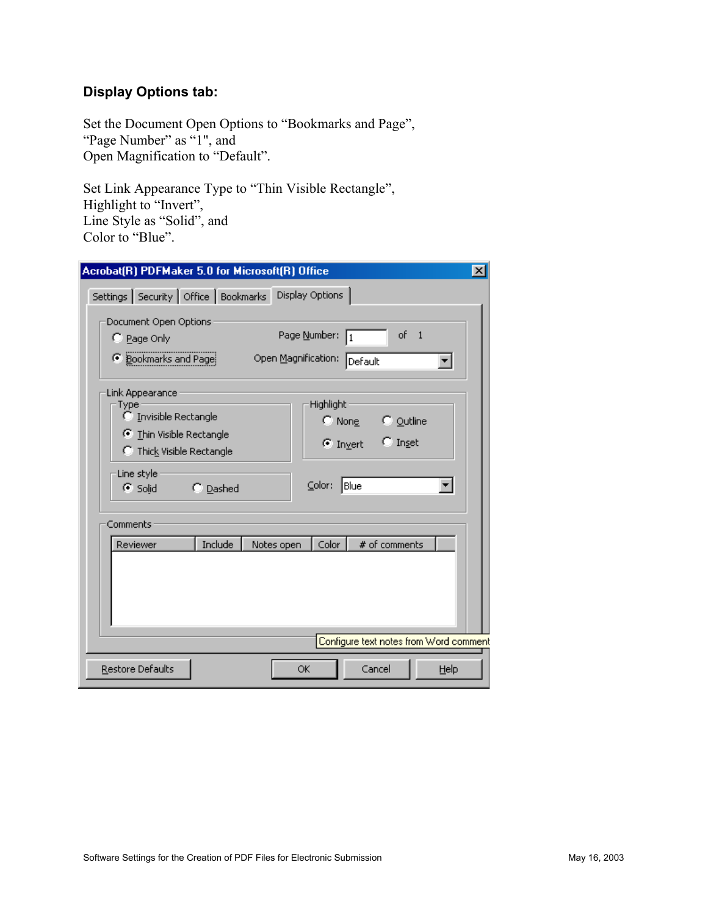### Display Options tab:

Set the Document Open Options to “Bookmarks and Page”,
“Page Number” as “1", and
Open Magnification to “Default”.

Set Link Appearance Type to “Thin Visible Rectangle”,
Highlight to “Invert”,
Line Style as “Solid”, and
Color to “Blue”.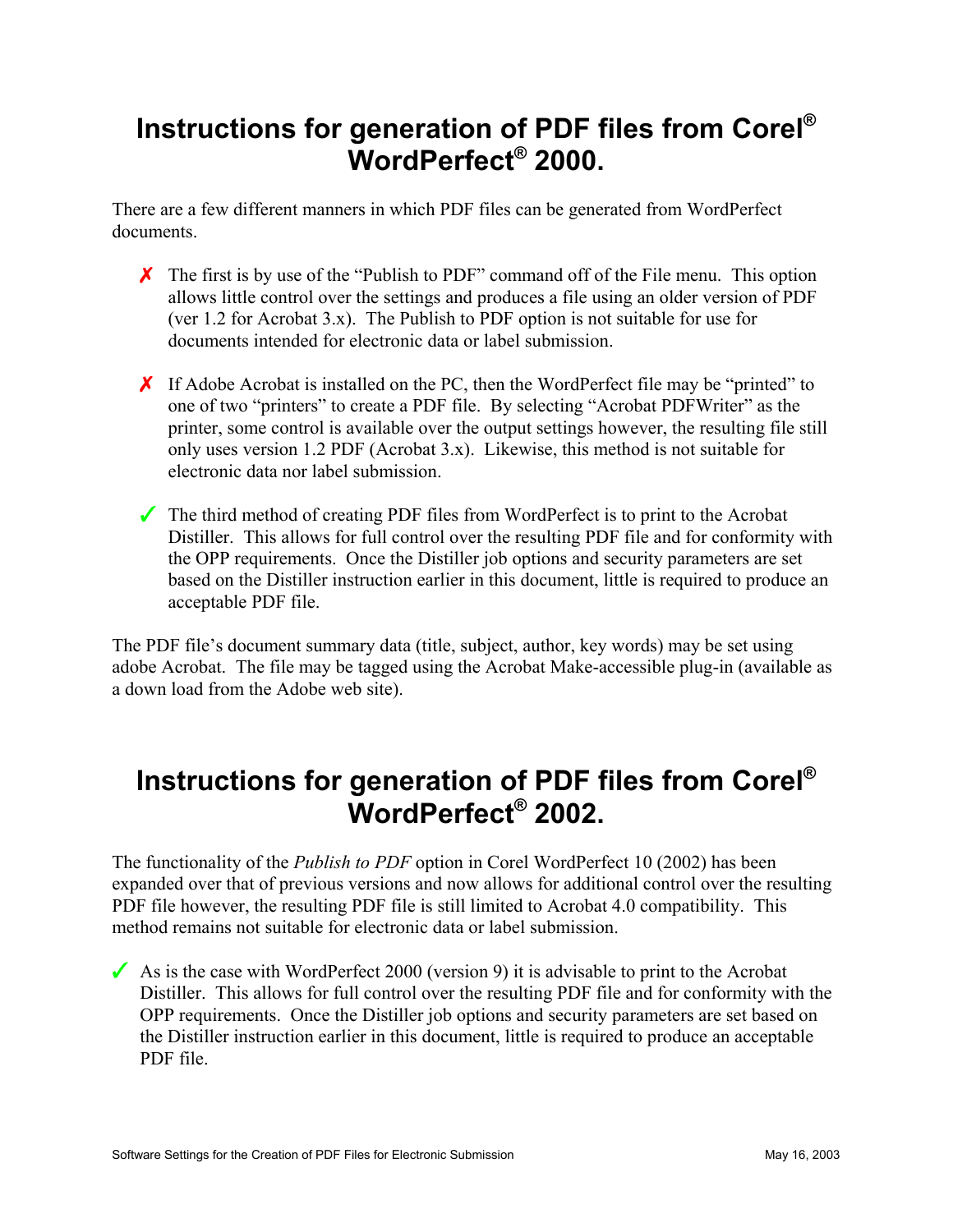# Instructions for generation of PDF files from Corel® WordPerfect® 2000.

There are a few different manners in which PDF files can be generated from WordPerfect documents.

- ✗ The first is by use of the "Publish to PDF" command off of the File menu. This option allows little control over the settings and produces a file using an older version of PDF (ver 1.2 for Acrobat 3.x). The Publish to PDF option is not suitable for use for documents intended for electronic data or label submission.

- ✗ If Adobe Acrobat is installed on the PC, then the WordPerfect file may be "printed" to one of two "printers" to create a PDF file. By selecting "Acrobat PDFWriter" as the printer, some control is available over the output settings however, the resulting file still only uses version 1.2 PDF (Acrobat 3.x). Likewise, this method is not suitable for electronic data nor label submission.

- ✓ The third method of creating PDF files from WordPerfect is to print to the Acrobat Distiller. This allows for full control over the resulting PDF file and for conformity with the OPP requirements. Once the Distiller job options and security parameters are set based on the Distiller instruction earlier in this document, little is required to produce an acceptable PDF file.

The PDF file's document summary data (title, subject, author, key words) may be set using adobe Acrobat. The file may be tagged using the Acrobat Make-accessible plug-in (available as a down load from the Adobe web site).

# Instructions for generation of PDF files from Corel® WordPerfect® 2002.

The functionality of the *Publish to PDF* option in Corel WordPerfect 10 (2002) has been expanded over that of previous versions and now allows for additional control over the resulting PDF file however, the resulting PDF file is still limited to Acrobat 4.0 compatibility. This method remains not suitable for electronic data or label submission.

- ✓ As is the case with WordPerfect 2000 (version 9) it is advisable to print to the Acrobat Distiller. This allows for full control over the resulting PDF file and for conformity with the OPP requirements. Once the Distiller job options and security parameters are set based on the Distiller instruction earlier in this document, little is required to produce an acceptable PDF file.